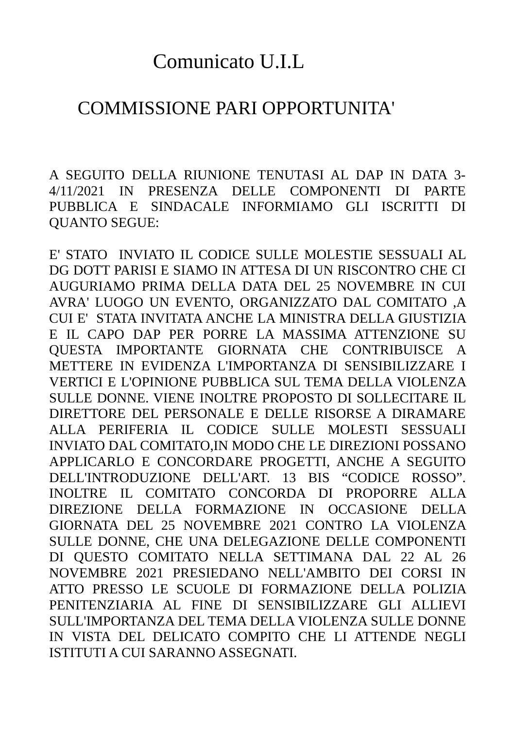# Comunicato U.I.L

## COMMISSIONE PARI OPPORTUNITA'

A SEGUITO DELLA RIUNIONE TENUTASI AL DAP IN DATA 3-4/11/2021 IN PRESENZA DELLE COMPONENTI DI PARTE PUBBLICA E SINDACALE INFORMIAMO GLI ISCRITTI DI QUANTO SEGUE:

E' STATO INVIATO IL CODICE SULLE MOLESTIE SESSUALI AL DG DOTT PARISI E SIAMO IN ATTESA DI UN RISCONTRO CHE CI AUGURIAMO PRIMA DELLA DATA DEL 25 NOVEMBRE IN CUI AVRA' LUOGO UN EVENTO, ORGANIZZATO DAL COMITATO ,A CUI E' STATA INVITATA ANCHE LA MINISTRA DELLA GIUSTIZIA E IL CAPO DAP PER PORRE LA MASSIMA ATTENZIONE SU QUESTA IMPORTANTE GIORNATA CHE CONTRIBUISCE A METTERE IN EVIDENZA L'IMPORTANZA DI SENSIBILIZZARE I VERTICI E L'OPINIONE PUBBLICA SUL TEMA DELLA VIOLENZA SULLE DONNE. VIENE INOLTRE PROPOSTO DI SOLLECITARE IL DIRETTORE DEL PERSONALE E DELLE RISORSE A DIRAMARE ALLA PERIFERIA IL CODICE SULLE MOLESTI SESSUALI INVIATO DAL COMITATO,IN MODO CHE LE DIREZIONI POSSANO APPLICARLO E CONCORDARE PROGETTI, ANCHE A SEGUITO DELL'INTRODUZIONE DELL'ART. 13 BIS “CODICE ROSSO”. INOLTRE IL COMITATO CONCORDA DI PROPORRE ALLA DIREZIONE DELLA FORMAZIONE IN OCCASIONE DELLA GIORNATA DEL 25 NOVEMBRE 2021 CONTRO LA VIOLENZA SULLE DONNE, CHE UNA DELEGAZIONE DELLE COMPONENTI DI QUESTO COMITATO NELLA SETTIMANA DAL 22 AL 26 NOVEMBRE 2021 PRESIEDANO NELL'AMBITO DEI CORSI IN ATTO PRESSO LE SCUOLE DI FORMAZIONE DELLA POLIZIA PENITENZIARIA AL FINE DI SENSIBILIZZARE GLI ALLIEVI SULL'IMPORTANZA DEL TEMA DELLA VIOLENZA SULLE DONNE IN VISTA DEL DELICATO COMPITO CHE LI ATTENDE NEGLI ISTITUTI A CUI SARANNO ASSEGNATI.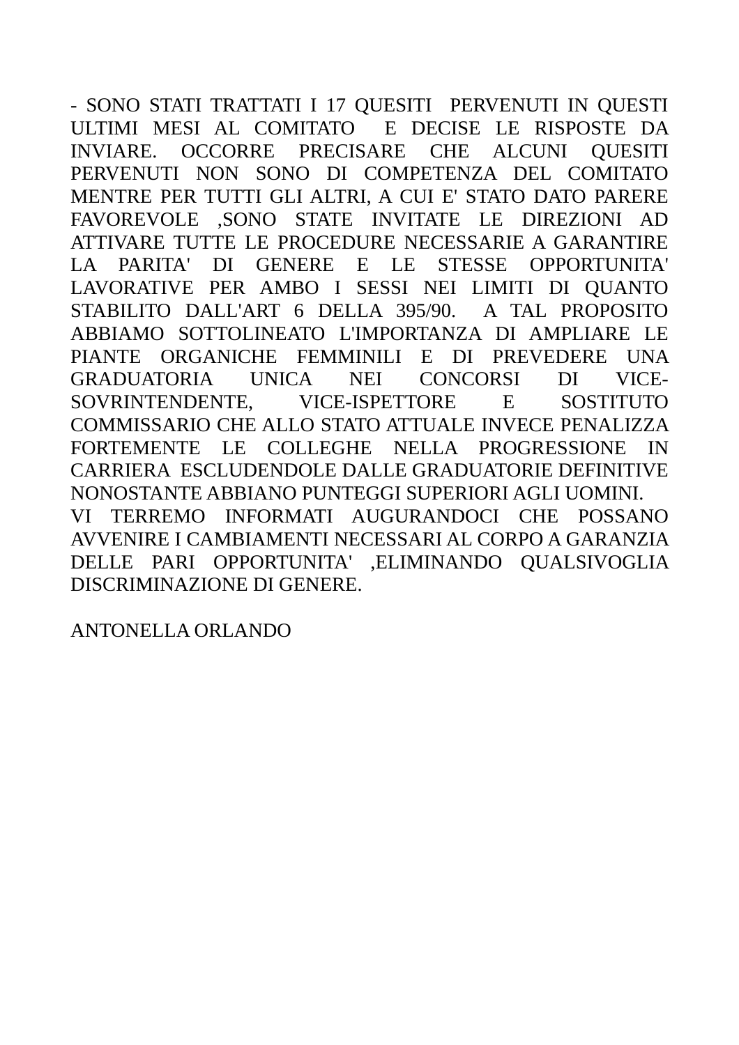- SONO STATI TRATTATI I 17 QUESITI PERVENUTI IN QUESTI ULTIMI MESI AL COMITATO E DECISE LE RISPOSTE DA INVIARE. OCCORRE PRECISARE CHE ALCUNI QUESITI PERVENUTI NON SONO DI COMPETENZA DEL COMITATO MENTRE PER TUTTI GLI ALTRI, A CUI E' STATO DATO PARERE FAVOREVOLE ,SONO STATE INVITATE LE DIREZIONI AD ATTIVARE TUTTE LE PROCEDURE NECESSARIE A GARANTIRE LA PARITA' DI GENERE E LE STESSE OPPORTUNITA' LAVORATIVE PER AMBO I SESSI NEI LIMITI DI QUANTO STABILITO DALL'ART 6 DELLA 395/90. A TAL PROPOSITO ABBIAMO SOTTOLINEATO L'IMPORTANZA DI AMPLIARE LE PIANTE ORGANICHE FEMMINILI E DI PREVEDERE UNA GRADUATORIA UNICA NEI CONCORSI DI VICE-SOVRINTENDENTE, VICE-ISPETTORE E SOSTITUTO COMMISSARIO CHE ALLO STATO ATTUALE INVECE PENALIZZA FORTEMENTE LE COLLEGHE NELLA PROGRESSIONE IN CARRIERA ESCLUDENDOLE DALLE GRADUATORIE DEFINITIVE NONOSTANTE ABBIANO PUNTEGGI SUPERIORI AGLI UOMINI.

VI TERREMO INFORMATI AUGURANDOCI CHE POSSANO AVVENIRE I CAMBIAMENTI NECESSARI AL CORPO A GARANZIA DELLE PARI OPPORTUNITA' ,ELIMINANDO QUALSIVOGLIA DISCRIMINAZIONE DI GENERE.

ANTONELLA ORLANDO